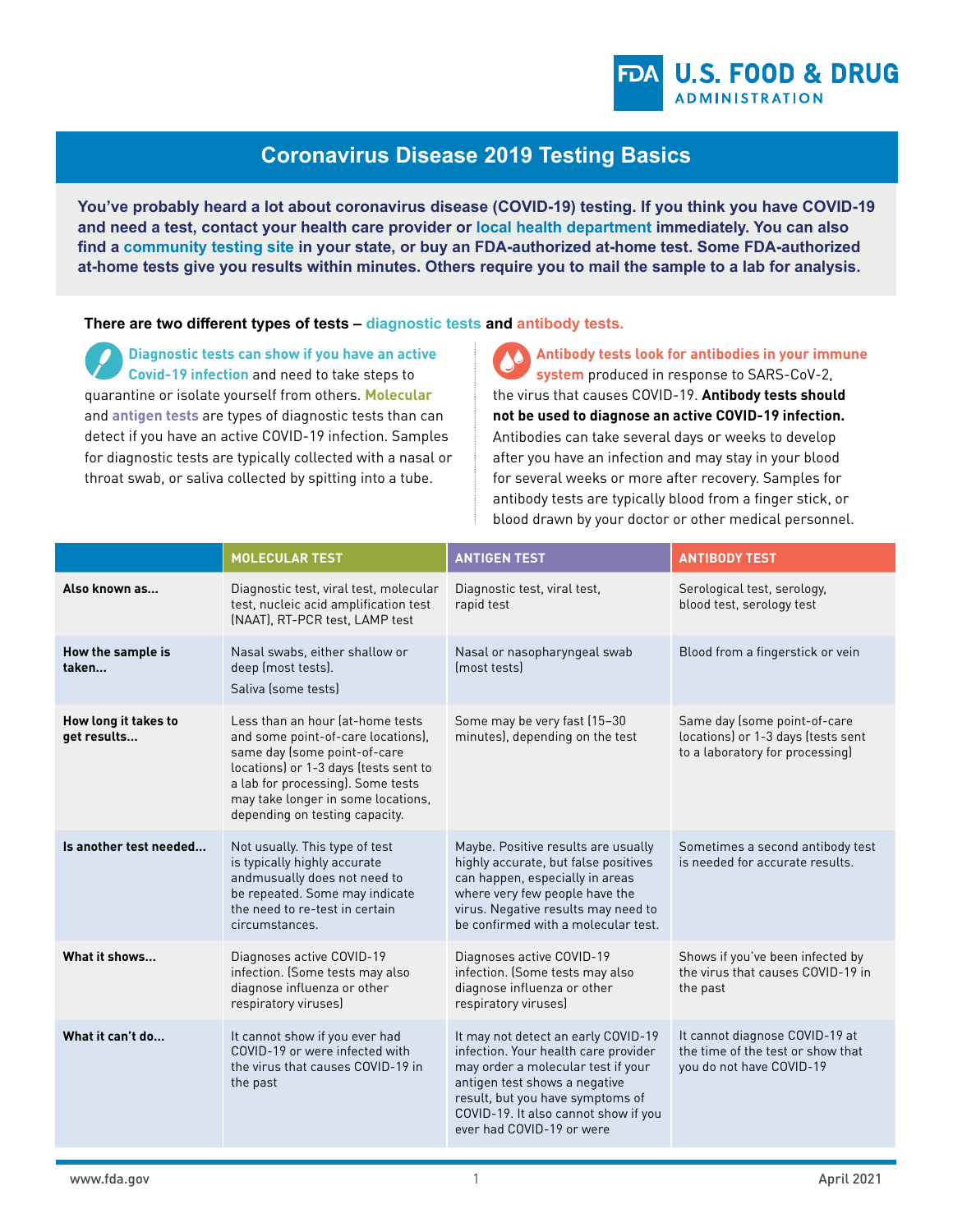U.S. FOOD & DRUG ADMINISTRATION

# Coronavirus Disease 2019 Testing Basics

**You've probably heard a lot about coronavirus disease (COVID-19) testing. If you think you have COVID-19 and need a test, contact your health care provider or local health department immediately. You can also find a community testing site in your state, or buy an FDA-authorized at-home test. Some FDA-authorized at-home tests give you results within minutes. Others require you to mail the sample to a lab for analysis.**

**There are two different types of tests – diagnostic tests and antibody tests.**

**Diagnostic tests can show if you have an active Covid-19 infection** and need to take steps to quarantine or isolate yourself from others. **Molecular** and **antigen tests** are types of diagnostic tests than can detect if you have an active COVID-19 infection. Samples for diagnostic tests are typically collected with a nasal or throat swab, or saliva collected by spitting into a tube.

**Antibody tests look for antibodies in your immune system** produced in response to SARS-CoV-2, the virus that causes COVID-19. **Antibody tests should not be used to diagnose an active COVID-19 infection.** Antibodies can take several days or weeks to develop after you have an infection and may stay in your blood for several weeks or more after recovery. Samples for antibody tests are typically blood from a finger stick, or blood drawn by your doctor or other medical personnel.

| | MOLECULAR TEST | ANTIGEN TEST | ANTIBODY TEST |
|---|---|---|---|
| **Also known as...** | Diagnostic test, viral test, molecular test, nucleic acid amplification test (NAAT), RT-PCR test, LAMP test | Diagnostic test, viral test, rapid test | Serological test, serology, blood test, serology test |
| **How the sample is taken...** | Nasal swabs, either shallow or deep (most tests). Saliva (some tests) | Nasal or nasopharyngeal swab (most tests) | Blood from a fingerstick or vein |
| **How long it takes to get results...** | Less than an hour (at-home tests and some point-of-care locations), same day (some point-of-care locations) or 1-3 days (tests sent to a lab for processing). Some tests may take longer in some locations, depending on testing capacity. | Some may be very fast (15–30 minutes), depending on the test | Same day (some point-of-care locations) or 1-3 days (tests sent to a laboratory for processing) |
| **Is another test needed...** | Not usually. This type of test is typically highly accurate andmusually does not need to be repeated. Some may indicate the need to re-test in certain circumstances. | Maybe. Positive results are usually highly accurate, but false positives can happen, especially in areas where very few people have the virus. Negative results may need to be confirmed with a molecular test. | Sometimes a second antibody test is needed for accurate results. |
| **What it shows...** | Diagnoses active COVID-19 infection. (Some tests may also diagnose influenza or other respiratory viruses) | Diagnoses active COVID-19 infection. (Some tests may also diagnose influenza or other respiratory viruses) | Shows if you've been infected by the virus that causes COVID-19 in the past |
| **What it can't do...** | It cannot show if you ever had COVID-19 or were infected with the virus that causes COVID-19 in the past | It may not detect an early COVID-19 infection. Your health care provider may order a molecular test if your antigen test shows a negative result, but you have symptoms of COVID-19. It also cannot show if you ever had COVID-19 or were | It cannot diagnose COVID-19 at the time of the test or show that you do not have COVID-19 |

www.fda.gov

April 2021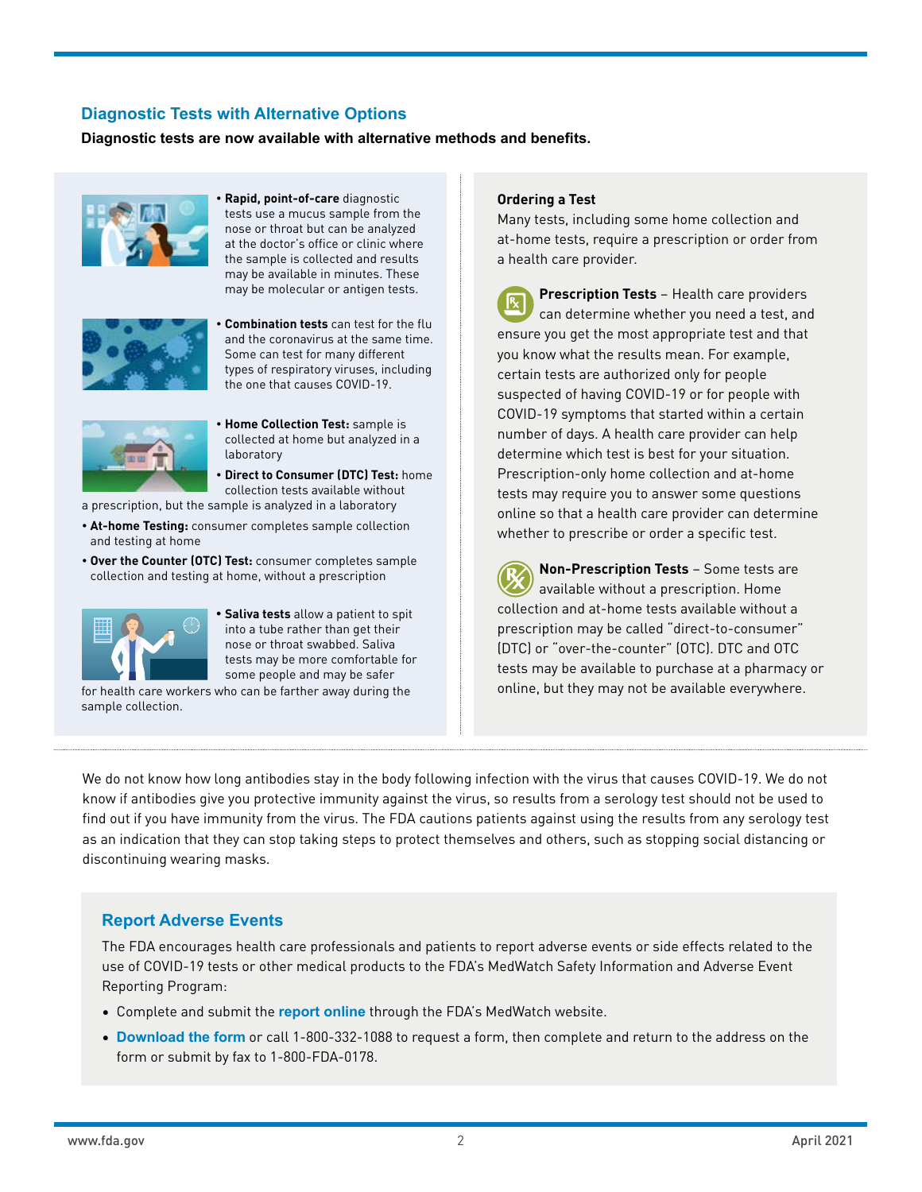## Diagnostic Tests with Alternative Options

**Diagnostic tests are now available with alternative methods and benefits.**

- **Rapid, point-of-care** diagnostic tests use a mucus sample from the nose or throat but can be analyzed at the doctor's office or clinic where the sample is collected and results may be available in minutes. These may be molecular or antigen tests.
- **Combination tests** can test for the flu and the coronavirus at the same time. Some can test for many different types of respiratory viruses, including the one that causes COVID-19.
- **Home Collection Test:** sample is collected at home but analyzed in a laboratory
- **Direct to Consumer (DTC) Test:** home collection tests available without a prescription, but the sample is analyzed in a laboratory
- **At-home Testing:** consumer completes sample collection and testing at home
- **Over the Counter (OTC) Test:** consumer completes sample collection and testing at home, without a prescription
- **Saliva tests** allow a patient to spit into a tube rather than get their nose or throat swabbed. Saliva tests may be more comfortable for some people and may be safer for health care workers who can be farther away during the sample collection.

**Ordering a Test**

Many tests, including some home collection and at-home tests, require a prescription or order from a health care provider.

**Prescription Tests** – Health care providers can determine whether you need a test, and ensure you get the most appropriate test and that you know what the results mean. For example, certain tests are authorized only for people suspected of having COVID-19 or for people with COVID-19 symptoms that started within a certain number of days. A health care provider can help determine which test is best for your situation. Prescription-only home collection and at-home tests may require you to answer some questions online so that a health care provider can determine whether to prescribe or order a specific test.

**Non-Prescription Tests** – Some tests are available without a prescription. Home collection and at-home tests available without a prescription may be called "direct-to-consumer" (DTC) or "over-the-counter" (OTC). DTC and OTC tests may be available to purchase at a pharmacy or online, but they may not be available everywhere.

We do not know how long antibodies stay in the body following infection with the virus that causes COVID-19. We do not know if antibodies give you protective immunity against the virus, so results from a serology test should not be used to find out if you have immunity from the virus. The FDA cautions patients against using the results from any serology test as an indication that they can stop taking steps to protect themselves and others, such as stopping social distancing or discontinuing wearing masks.

## Report Adverse Events

The FDA encourages health care professionals and patients to report adverse events or side effects related to the use of COVID-19 tests or other medical products to the FDA's MedWatch Safety Information and Adverse Event Reporting Program:

- Complete and submit the **report online** through the FDA's MedWatch website.
- **Download the form** or call 1-800-332-1088 to request a form, then complete and return to the address on the form or submit by fax to 1-800-FDA-0178.